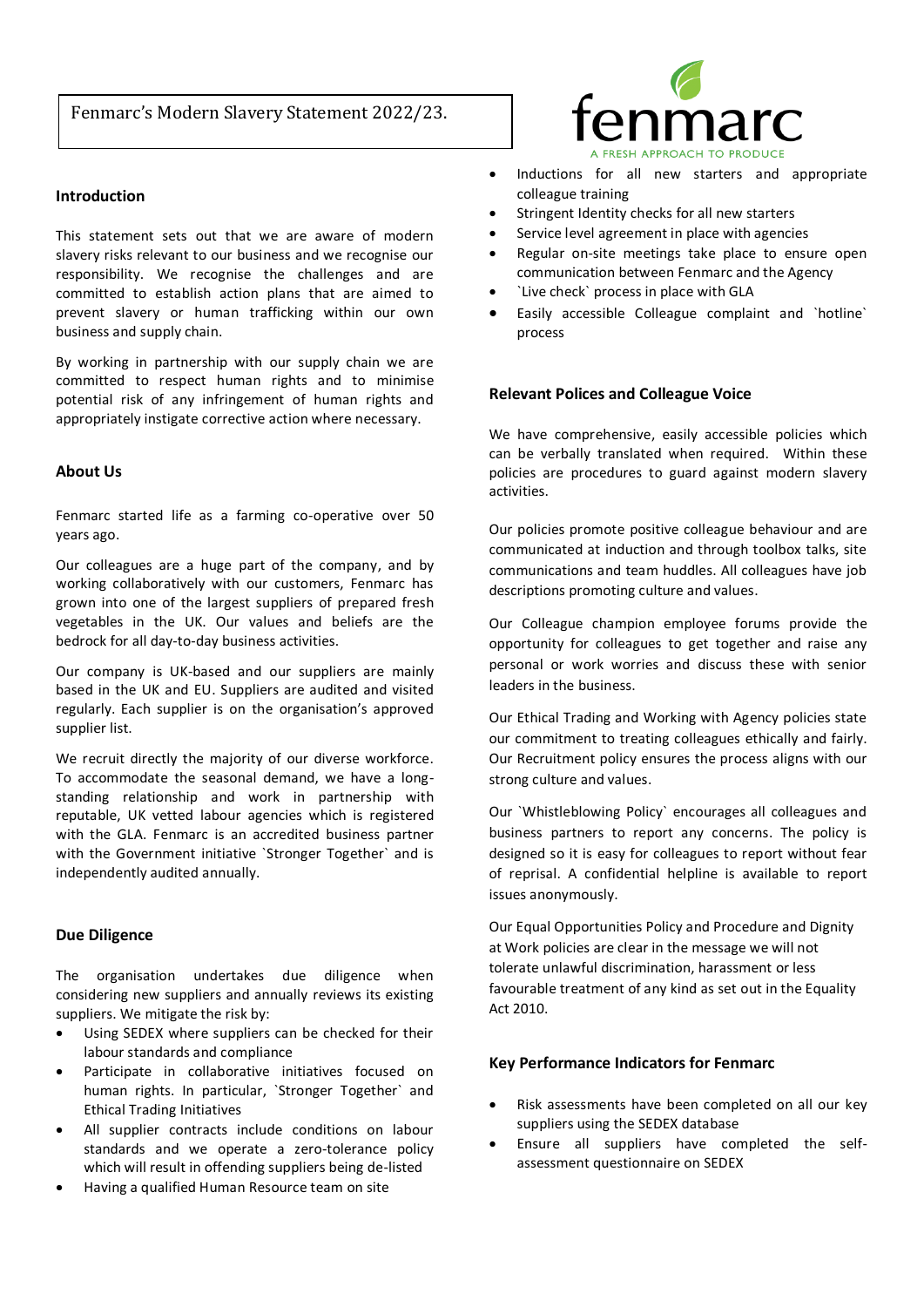# Fenmarc's Modern Slavery Statement 2022/23.

## Introduction

This statement sets out that we are aware of modern slavery risks relevant to our business and we recognise our responsibility. We recognise the challenges and are committed to establish action plans that are aimed to prevent slavery or human trafficking within our own business and supply chain.

By working in partnership with our supply chain we are committed to respect human rights and to minimise potential risk of any infringement of human rights and appropriately instigate corrective action where necessary.

## About Us

Fenmarc started life as a farming co-operative over 50 years ago.

Our colleagues are a huge part of the company, and by working collaboratively with our customers, Fenmarc has grown into one of the largest suppliers of prepared fresh vegetables in the UK. Our values and beliefs are the bedrock for all day-to-day business activities.

Our company is UK-based and our suppliers are mainly based in the UK and EU. Suppliers are audited and visited regularly. Each supplier is on the organisation's approved supplier list.

We recruit directly the majority of our diverse workforce. To accommodate the seasonal demand, we have a long-standing relationship and work in partnership with reputable, UK vetted labour agencies which is registered with the GLA. Fenmarc is an accredited business partner with the Government initiative `Stronger Together` and is independently audited annually.

## Due Diligence

The organisation undertakes due diligence when considering new suppliers and annually reviews its existing suppliers. We mitigate the risk by:

- Using SEDEX where suppliers can be checked for their labour standards and compliance
- Participate in collaborative initiatives focused on human rights. In particular, `Stronger Together` and Ethical Trading Initiatives
- All supplier contracts include conditions on labour standards and we operate a zero-tolerance policy which will result in offending suppliers being de-listed
- Having a qualified Human Resource team on site
- Inductions for all new starters and appropriate colleague training
- Stringent Identity checks for all new starters
- Service level agreement in place with agencies
- Regular on-site meetings take place to ensure open communication between Fenmarc and the Agency
- `Live check` process in place with GLA
- Easily accessible Colleague complaint and `hotline` process

## Relevant Polices and Colleague Voice

We have comprehensive, easily accessible policies which can be verbally translated when required. Within these policies are procedures to guard against modern slavery activities.

Our policies promote positive colleague behaviour and are communicated at induction and through toolbox talks, site communications and team huddles. All colleagues have job descriptions promoting culture and values.

Our Colleague champion employee forums provide the opportunity for colleagues to get together and raise any personal or work worries and discuss these with senior leaders in the business.

Our Ethical Trading and Working with Agency policies state our commitment to treating colleagues ethically and fairly. Our Recruitment policy ensures the process aligns with our strong culture and values.

Our `Whistleblowing Policy` encourages all colleagues and business partners to report any concerns. The policy is designed so it is easy for colleagues to report without fear of reprisal. A confidential helpline is available to report issues anonymously.

Our Equal Opportunities Policy and Procedure and Dignity at Work policies are clear in the message we will not tolerate unlawful discrimination, harassment or less favourable treatment of any kind as set out in the Equality Act 2010.

## Key Performance Indicators for Fenmarc

- Risk assessments have been completed on all our key suppliers using the SEDEX database
- Ensure all suppliers have completed the self-assessment questionnaire on SEDEX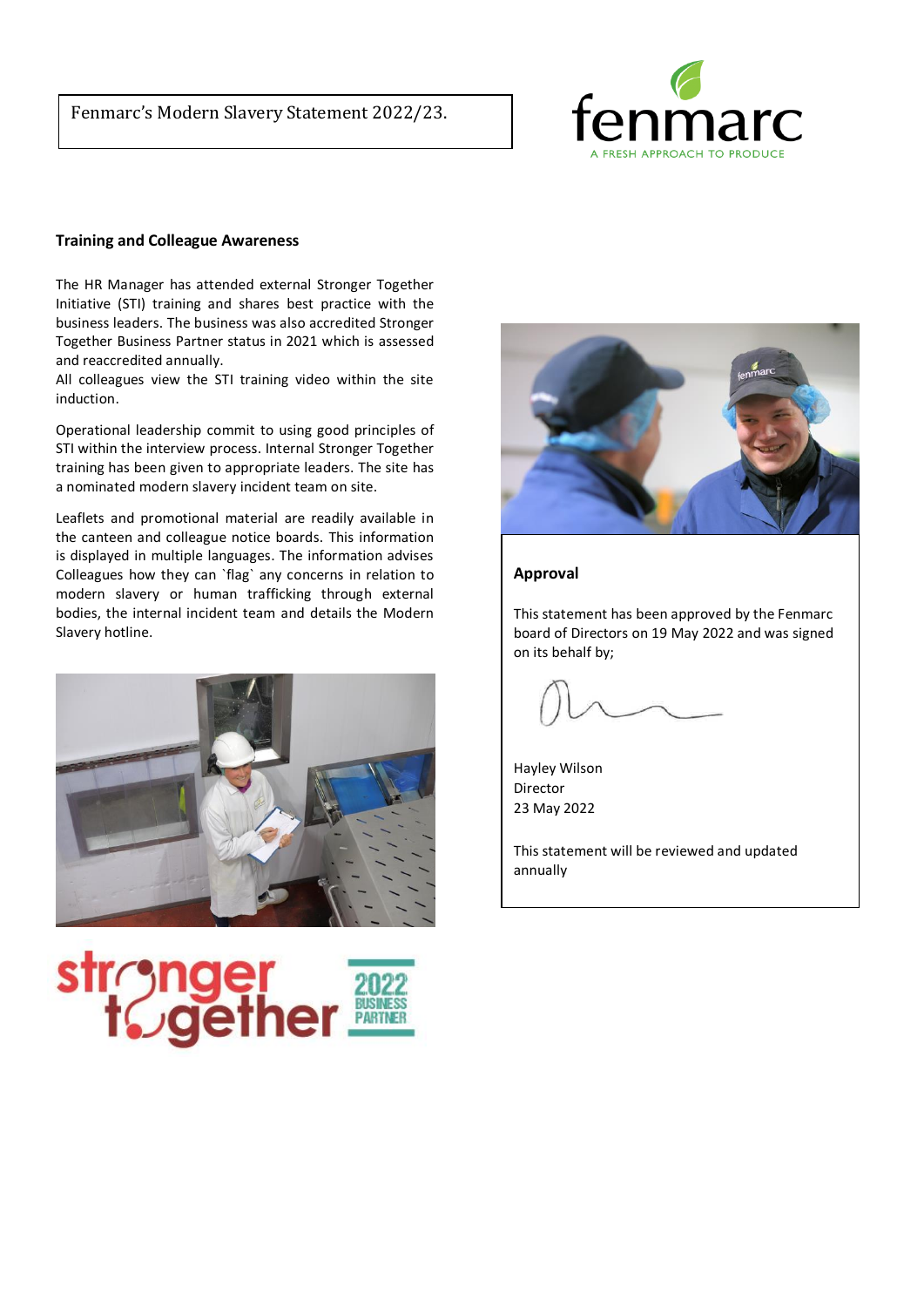Fenmarc's Modern Slavery Statement 2022/23.

## Training and Colleague Awareness

The HR Manager has attended external Stronger Together Initiative (STI) training and shares best practice with the business leaders. The business was also accredited Stronger Together Business Partner status in 2021 which is assessed and reaccredited annually.
All colleagues view the STI training video within the site induction.

Operational leadership commit to using good principles of STI within the interview process. Internal Stronger Together training has been given to appropriate leaders. The site has a nominated modern slavery incident team on site.

Leaflets and promotional material are readily available in the canteen and colleague notice boards. This information is displayed in multiple languages. The information advises Colleagues how they can `flag` any concerns in relation to modern slavery or human trafficking through external bodies, the internal incident team and details the Modern Slavery hotline.

## Approval

This statement has been approved by the Fenmarc board of Directors on 19 May 2022 and was signed on its behalf by;

Hayley Wilson
Director
23 May 2022

This statement will be reviewed and updated annually